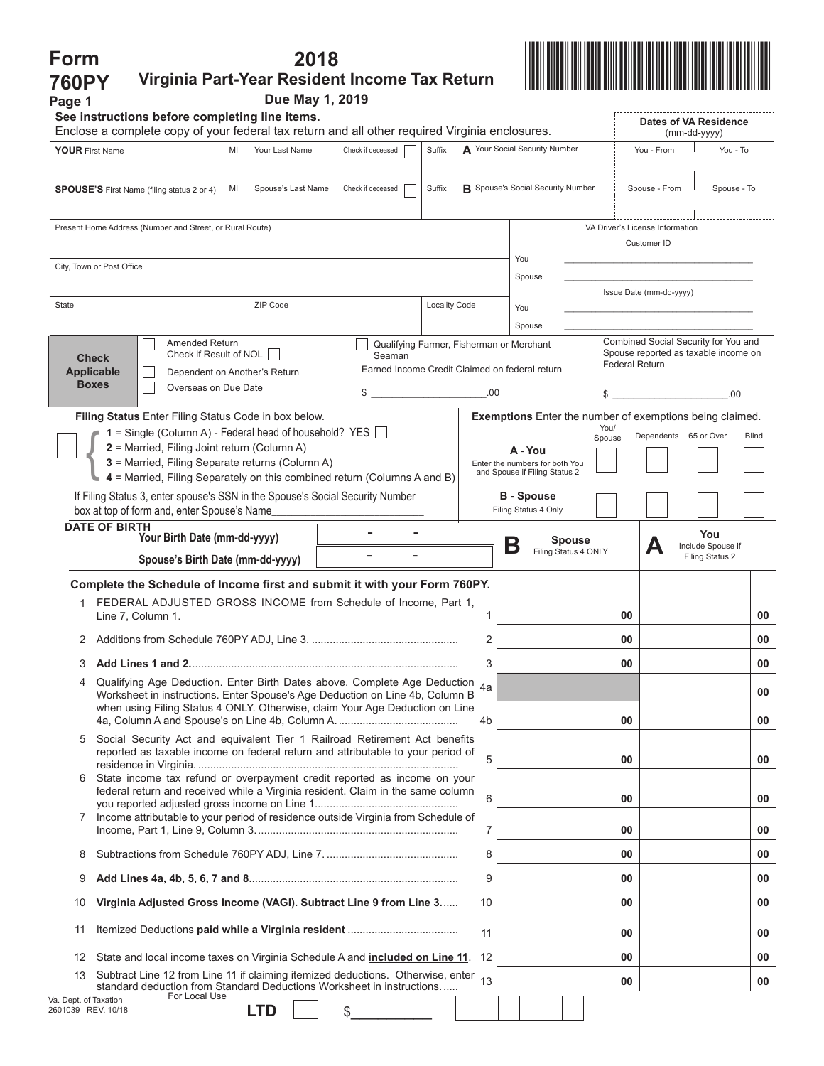# Form 760PY

## 2018 Virginia Part-Year Resident Income Tax Return

**Due May 1, 2019**

Page 1

**See instructions before completing line items.**
Enclose a complete copy of your federal tax return and all other required Virginia enclosures.

**Dates of VA Residence** (mm-dd-yyyy)

| | | | | | | |
|---|---|---|---|---|---|---|
| **YOUR** First Name | MI | Your Last Name | Check if deceased ☐ | Suffix | **A** Your Social Security Number | You - From / You - To |
| **SPOUSE'S** First Name (filing status 2 or 4) | MI | Spouse's Last Name | Check if deceased ☐ | Suffix | **B** Spouse's Social Security Number | Spouse - From / Spouse - To |

Present Home Address (Number and Street, or Rural Route)

City, Town or Post Office

State | ZIP Code | Locality Code

VA Driver's License Information
Customer ID
You ________
Spouse ________
Issue Date (mm-dd-yyyy)
You ________
Spouse ________

**Check Applicable Boxes**

- ☐ Amended Return — Check if Result of NOL ☐
- ☐ Dependent on Another's Return
- ☐ Overseas on Due Date
- ☐ Qualifying Farmer, Fisherman or Merchant Seaman
- Earned Income Credit Claimed on federal return $ ____________.00
- Combined Social Security for You and Spouse reported as taxable income on Federal Return $ ____________.00

**Filing Status** Enter Filing Status Code in box below.

- **1** = Single (Column A) - Federal head of household? YES ☐
- **2** = Married, Filing Joint return (Column A)
- **3** = Married, Filing Separate returns (Column A)
- **4** = Married, Filing Separately on this combined return (Columns A and B)

If Filing Status 3, enter spouse's SSN in the Spouse's Social Security Number box at top of form and, enter Spouse's Name____________

**Exemptions** Enter the number of exemptions being claimed.

| | You/Spouse | Dependents | 65 or Over | Blind |
|---|---|---|---|---|
| **A - You** Enter the numbers for both You and Spouse if Filing Status 2 | | | | |
| **B - Spouse** Filing Status 4 Only | | | | |

**DATE OF BIRTH**
**Your Birth Date (mm-dd-yyyy)** ____ - ____ - ____
**Spouse's Birth Date (mm-dd-yyyy)** ____ - ____ - ____

**Complete the Schedule of Income first and submit it with your Form 760PY.**

| | | Line | **B** Spouse Filing Status 4 ONLY | **A** You Include Spouse if Filing Status 2 |
|---|---|---|---|---|
| 1 | FEDERAL ADJUSTED GROSS INCOME from Schedule of Income, Part 1, Line 7, Column 1. | 1 | 00 | 00 |
| 2 | Additions from Schedule 760PY ADJ, Line 3. | 2 | 00 | 00 |
| 3 | **Add Lines 1 and 2.** | 3 | 00 | 00 |
| 4 | Qualifying Age Deduction. Enter Birth Dates above. Complete Age Deduction Worksheet in instructions. Enter Spouse's Age Deduction on Line 4b, Column B when using Filing Status 4 ONLY. Otherwise, claim Your Age Deduction on Line 4a, Column A and Spouse's on Line 4b, Column A. | 4a | | 00 |
| | | 4b | 00 | 00 |
| 5 | Social Security Act and equivalent Tier 1 Railroad Retirement Act benefits reported as taxable income on federal return and attributable to your period of residence in Virginia. | 5 | 00 | 00 |
| 6 | State income tax refund or overpayment credit reported as income on your federal return and received while a Virginia resident. Claim in the same column you reported adjusted gross income on Line 1 | 6 | 00 | 00 |
| 7 | Income attributable to your period of residence outside Virginia from Schedule of Income, Part 1, Line 9, Column 3. | 7 | 00 | 00 |
| 8 | Subtractions from Schedule 760PY ADJ, Line 7. | 8 | 00 | 00 |
| 9 | **Add Lines 4a, 4b, 5, 6, 7 and 8.** | 9 | 00 | 00 |
| 10 | **Virginia Adjusted Gross Income (VAGI). Subtract Line 9 from Line 3.** | 10 | 00 | 00 |
| 11 | Itemized Deductions **paid while a Virginia resident** | 11 | 00 | 00 |
| 12 | State and local income taxes on Virginia Schedule A and **included on Line 11**. | 12 | 00 | 00 |
| 13 | Subtract Line 12 from Line 11 if claiming itemized deductions. Otherwise, enter standard deduction from Standard Deductions Worksheet in instructions. | 13 | 00 | 00 |

Va. Dept. of Taxation
2601039 REV. 10/18

For Local Use **LTD** ☐ $__________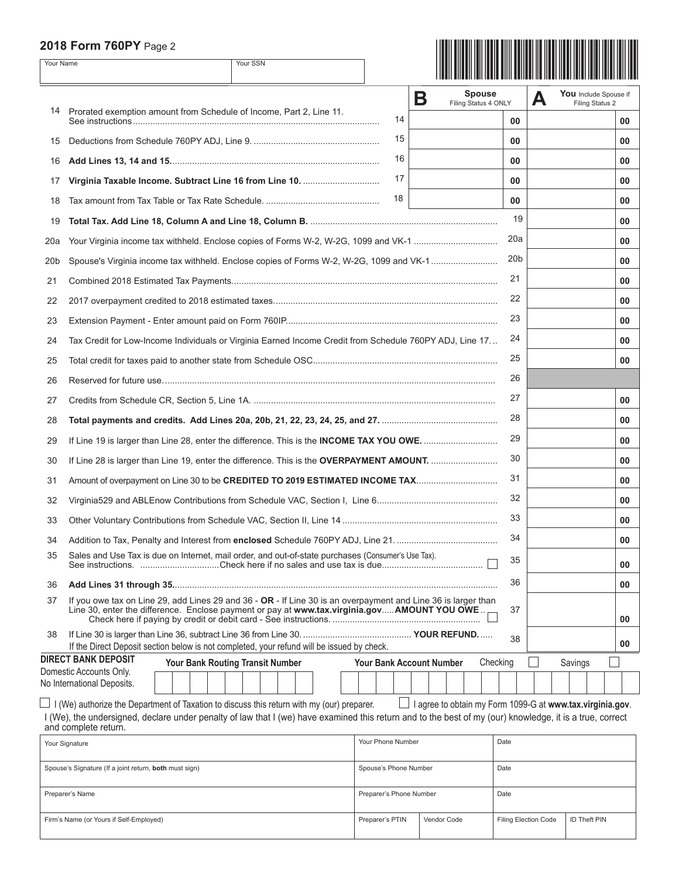## 2018 Form 760PY Page 2

| Your Name | Your SSN |
|---|---|
| | |

| | | | B — Spouse (Filing Status 4 ONLY) | A — You (Include Spouse if Filing Status 2) |
|---|---|---|---|---|
| 14 | Prorated exemption amount from Schedule of Income, Part 2, Line 11. See instructions | 14 | 00 | 00 |
| 15 | Deductions from Schedule 760PY ADJ, Line 9. | 15 | 00 | 00 |
| 16 | **Add Lines 13, 14 and 15.** | 16 | 00 | 00 |
| 17 | **Virginia Taxable Income. Subtract Line 16 from Line 10.** | 17 | 00 | 00 |
| 18 | Tax amount from Tax Table or Tax Rate Schedule. | 18 | 00 | 00 |

| | | | |
|---|---|---|---|
| 19 | **Total Tax. Add Line 18, Column A and Line 18, Column B.** | 19 | 00 |
| 20a | Your Virginia income tax withheld. Enclose copies of Forms W-2, W-2G, 1099 and VK-1 | 20a | 00 |
| 20b | Spouse's Virginia income tax withheld. Enclose copies of Forms W-2, W-2G, 1099 and VK-1 | 20b | 00 |
| 21 | Combined 2018 Estimated Tax Payments | 21 | 00 |
| 22 | 2017 overpayment credited to 2018 estimated taxes | 22 | 00 |
| 23 | Extension Payment - Enter amount paid on Form 760IP | 23 | 00 |
| 24 | Tax Credit for Low-Income Individuals or Virginia Earned Income Credit from Schedule 760PY ADJ, Line 17 | 24 | 00 |
| 25 | Total credit for taxes paid to another state from Schedule OSC | 25 | 00 |
| 26 | Reserved for future use. | 26 | |
| 27 | Credits from Schedule CR, Section 5, Line 1A. | 27 | 00 |
| 28 | **Total payments and credits. Add Lines 20a, 20b, 21, 22, 23, 24, 25, and 27.** | 28 | 00 |
| 29 | If Line 19 is larger than Line 28, enter the difference. This is the **INCOME TAX YOU OWE.** | 29 | 00 |
| 30 | If Line 28 is larger than Line 19, enter the difference. This is the **OVERPAYMENT AMOUNT.** | 30 | 00 |
| 31 | Amount of overpayment on Line 30 to be **CREDITED TO 2019 ESTIMATED INCOME TAX** | 31 | 00 |
| 32 | Virginia529 and ABLEnow Contributions from Schedule VAC, Section I, Line 6 | 32 | 00 |
| 33 | Other Voluntary Contributions from Schedule VAC, Section II, Line 14 | 33 | 00 |
| 34 | Addition to Tax, Penalty and Interest from **enclosed** Schedule 760PY ADJ, Line 21. | 34 | 00 |
| 35 | Sales and Use Tax is due on Internet, mail order, and out-of-state purchases (Consumer's Use Tax). See instructions. Check here if no sales and use tax is due ☐ | 35 | 00 |
| 36 | **Add Lines 31 through 35.** | 36 | 00 |
| 37 | If you owe tax on Line 29, add Lines 29 and 36 - **OR** - If Line 30 is an overpayment and Line 36 is larger than Line 30, enter the difference. Enclose payment or pay at **www.tax.virginia.gov** ..... **AMOUNT YOU OWE** Check here if paying by credit or debit card - See instructions. ☐ | 37 | 00 |
| 38 | If Line 30 is larger than Line 36, subtract Line 36 from Line 30. **YOUR REFUND.** If the Direct Deposit section below is not completed, your refund will be issued by check. | 38 | 00 |

**DIRECT BANK DEPOSIT**
Domestic Accounts Only. No International Deposits.

Your Bank Routing Transit Number | Your Bank Account Number | Checking ☐ Savings ☐

☐ I (We) authorize the Department of Taxation to discuss this return with my (our) preparer. ☐ I agree to obtain my Form 1099-G at **www.tax.virginia.gov**.

I (We), the undersigned, declare under penalty of law that I (we) have examined this return and to the best of my (our) knowledge, it is a true, correct and complete return.

| | | | | |
|---|---|---|---|---|
| Your Signature | Your Phone Number | | Date | |
| Spouse's Signature (If a joint return, **both** must sign) | Spouse's Phone Number | | Date | |
| Preparer's Name | Preparer's Phone Number | | Date | |
| Firm's Name (or Yours if Self-Employed) | Preparer's PTIN | Vendor Code | Filing Election Code | ID Theft PIN |